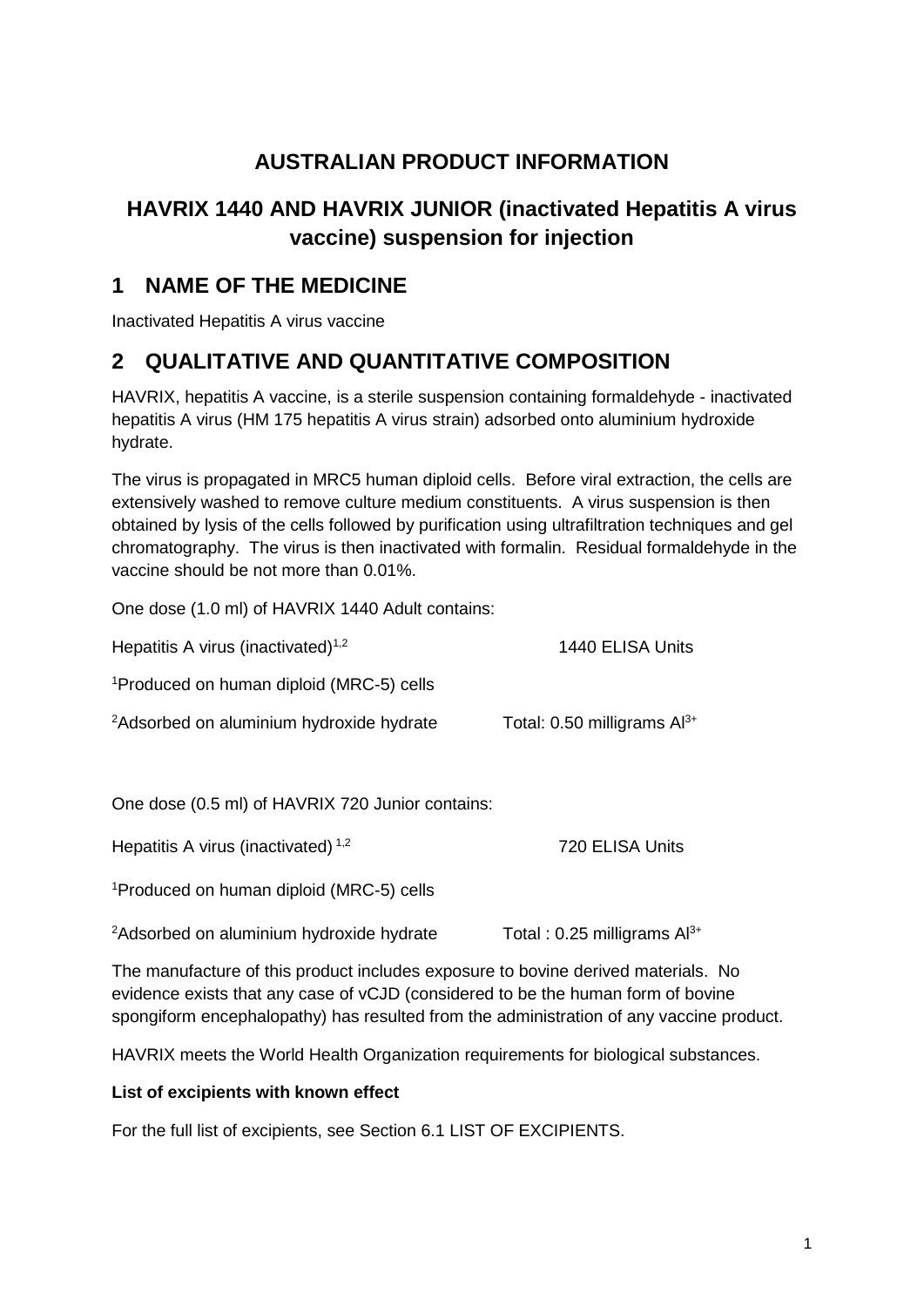# AUSTRALIAN PRODUCT INFORMATION

# HAVRIX 1440 AND HAVRIX JUNIOR (inactivated Hepatitis A virus vaccine) suspension for injection

## 1 NAME OF THE MEDICINE

Inactivated Hepatitis A virus vaccine

## 2 QUALITATIVE AND QUANTITATIVE COMPOSITION

HAVRIX, hepatitis A vaccine, is a sterile suspension containing formaldehyde - inactivated hepatitis A virus (HM 175 hepatitis A virus strain) adsorbed onto aluminium hydroxide hydrate.

The virus is propagated in MRC5 human diploid cells. Before viral extraction, the cells are extensively washed to remove culture medium constituents. A virus suspension is then obtained by lysis of the cells followed by purification using ultrafiltration techniques and gel chromatography. The virus is then inactivated with formalin. Residual formaldehyde in the vaccine should be not more than 0.01%.

One dose (1.0 ml) of HAVRIX 1440 Adult contains:

| | |
|---|---|
| Hepatitis A virus (inactivated)[1,2] | 1440 ELISA Units |
| [1]Produced on human diploid (MRC-5) cells | |
| [2]Adsorbed on aluminium hydroxide hydrate | Total: 0.50 milligrams $Al^{3+}$ |

One dose (0.5 ml) of HAVRIX 720 Junior contains:

| | |
|---|---|
| Hepatitis A virus (inactivated)[1,2] | 720 ELISA Units |
| [1]Produced on human diploid (MRC-5) cells | |
| [2]Adsorbed on aluminium hydroxide hydrate | Total : 0.25 milligrams $Al^{3+}$ |

The manufacture of this product includes exposure to bovine derived materials. No evidence exists that any case of vCJD (considered to be the human form of bovine spongiform encephalopathy) has resulted from the administration of any vaccine product.

HAVRIX meets the World Health Organization requirements for biological substances.

**List of excipients with known effect**

For the full list of excipients, see Section 6.1 LIST OF EXCIPIENTS.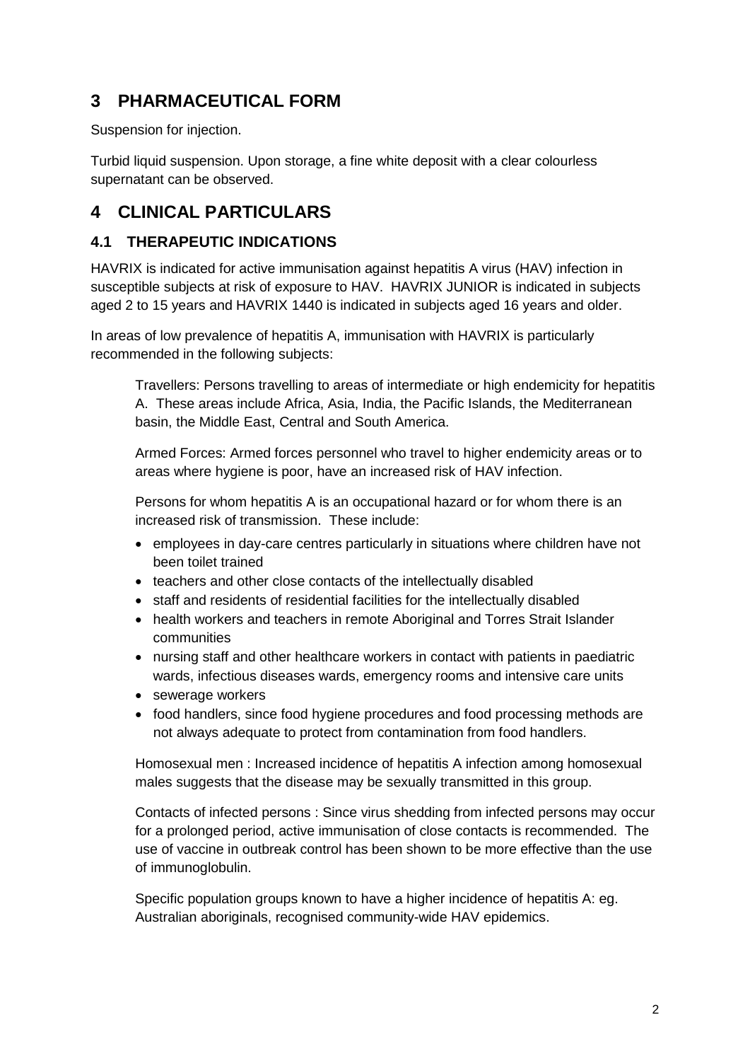# 3 PHARMACEUTICAL FORM

Suspension for injection.

Turbid liquid suspension. Upon storage, a fine white deposit with a clear colourless supernatant can be observed.

# 4 CLINICAL PARTICULARS

## 4.1 THERAPEUTIC INDICATIONS

HAVRIX is indicated for active immunisation against hepatitis A virus (HAV) infection in susceptible subjects at risk of exposure to HAV. HAVRIX JUNIOR is indicated in subjects aged 2 to 15 years and HAVRIX 1440 is indicated in subjects aged 16 years and older.

In areas of low prevalence of hepatitis A, immunisation with HAVRIX is particularly recommended in the following subjects:

Travellers: Persons travelling to areas of intermediate or high endemicity for hepatitis A. These areas include Africa, Asia, India, the Pacific Islands, the Mediterranean basin, the Middle East, Central and South America.

Armed Forces: Armed forces personnel who travel to higher endemicity areas or to areas where hygiene is poor, have an increased risk of HAV infection.

Persons for whom hepatitis A is an occupational hazard or for whom there is an increased risk of transmission. These include:

- employees in day-care centres particularly in situations where children have not been toilet trained
- teachers and other close contacts of the intellectually disabled
- staff and residents of residential facilities for the intellectually disabled
- health workers and teachers in remote Aboriginal and Torres Strait Islander communities
- nursing staff and other healthcare workers in contact with patients in paediatric wards, infectious diseases wards, emergency rooms and intensive care units
- sewerage workers
- food handlers, since food hygiene procedures and food processing methods are not always adequate to protect from contamination from food handlers.

Homosexual men : Increased incidence of hepatitis A infection among homosexual males suggests that the disease may be sexually transmitted in this group.

Contacts of infected persons : Since virus shedding from infected persons may occur for a prolonged period, active immunisation of close contacts is recommended. The use of vaccine in outbreak control has been shown to be more effective than the use of immunoglobulin.

Specific population groups known to have a higher incidence of hepatitis A: eg. Australian aboriginals, recognised community-wide HAV epidemics.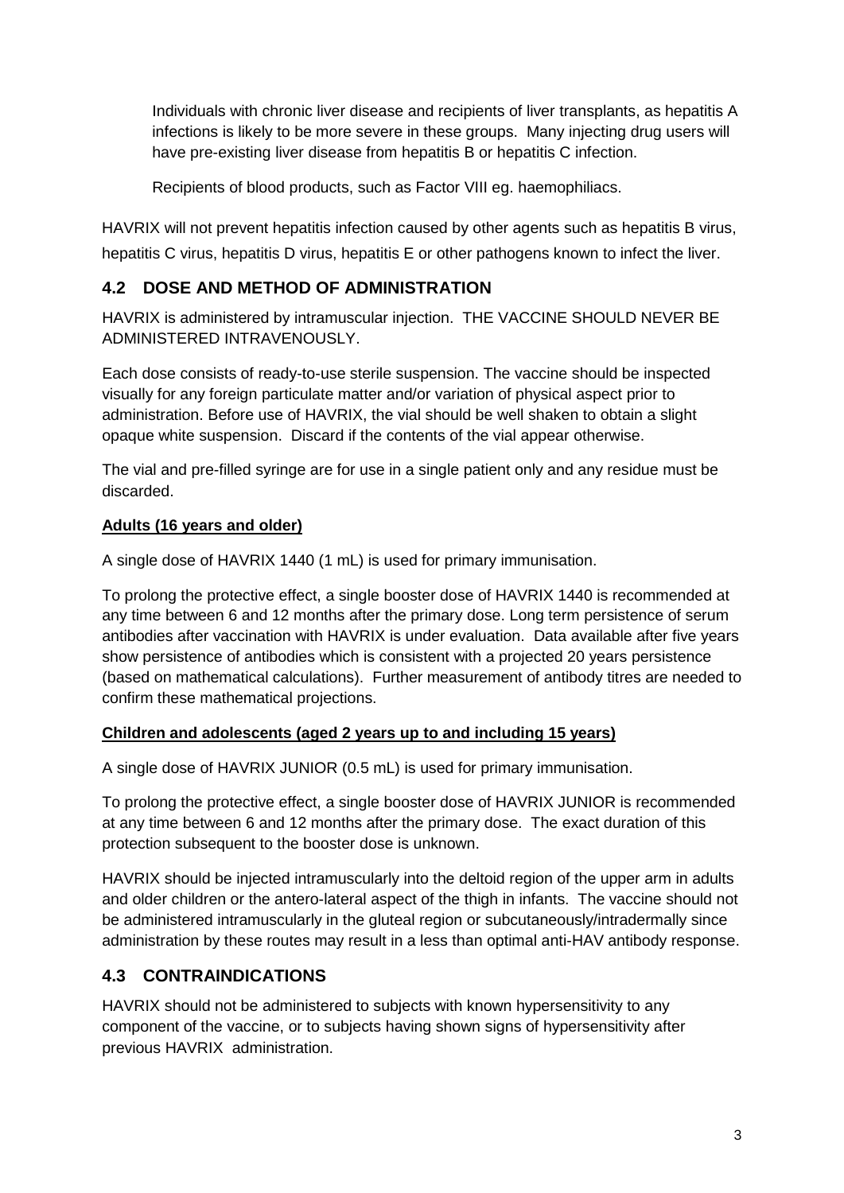Individuals with chronic liver disease and recipients of liver transplants, as hepatitis A infections is likely to be more severe in these groups. Many injecting drug users will have pre-existing liver disease from hepatitis B or hepatitis C infection.

Recipients of blood products, such as Factor VIII eg. haemophiliacs.

HAVRIX will not prevent hepatitis infection caused by other agents such as hepatitis B virus, hepatitis C virus, hepatitis D virus, hepatitis E or other pathogens known to infect the liver.

## 4.2 DOSE AND METHOD OF ADMINISTRATION

HAVRIX is administered by intramuscular injection. THE VACCINE SHOULD NEVER BE ADMINISTERED INTRAVENOUSLY.

Each dose consists of ready-to-use sterile suspension. The vaccine should be inspected visually for any foreign particulate matter and/or variation of physical aspect prior to administration. Before use of HAVRIX, the vial should be well shaken to obtain a slight opaque white suspension. Discard if the contents of the vial appear otherwise.

The vial and pre-filled syringe are for use in a single patient only and any residue must be discarded.

**Adults (16 years and older)**

A single dose of HAVRIX 1440 (1 mL) is used for primary immunisation.

To prolong the protective effect, a single booster dose of HAVRIX 1440 is recommended at any time between 6 and 12 months after the primary dose. Long term persistence of serum antibodies after vaccination with HAVRIX is under evaluation. Data available after five years show persistence of antibodies which is consistent with a projected 20 years persistence (based on mathematical calculations). Further measurement of antibody titres are needed to confirm these mathematical projections.

**Children and adolescents (aged 2 years up to and including 15 years)**

A single dose of HAVRIX JUNIOR (0.5 mL) is used for primary immunisation.

To prolong the protective effect, a single booster dose of HAVRIX JUNIOR is recommended at any time between 6 and 12 months after the primary dose. The exact duration of this protection subsequent to the booster dose is unknown.

HAVRIX should be injected intramuscularly into the deltoid region of the upper arm in adults and older children or the antero-lateral aspect of the thigh in infants. The vaccine should not be administered intramuscularly in the gluteal region or subcutaneously/intradermally since administration by these routes may result in a less than optimal anti-HAV antibody response.

## 4.3 CONTRAINDICATIONS

HAVRIX should not be administered to subjects with known hypersensitivity to any component of the vaccine, or to subjects having shown signs of hypersensitivity after previous HAVRIX administration.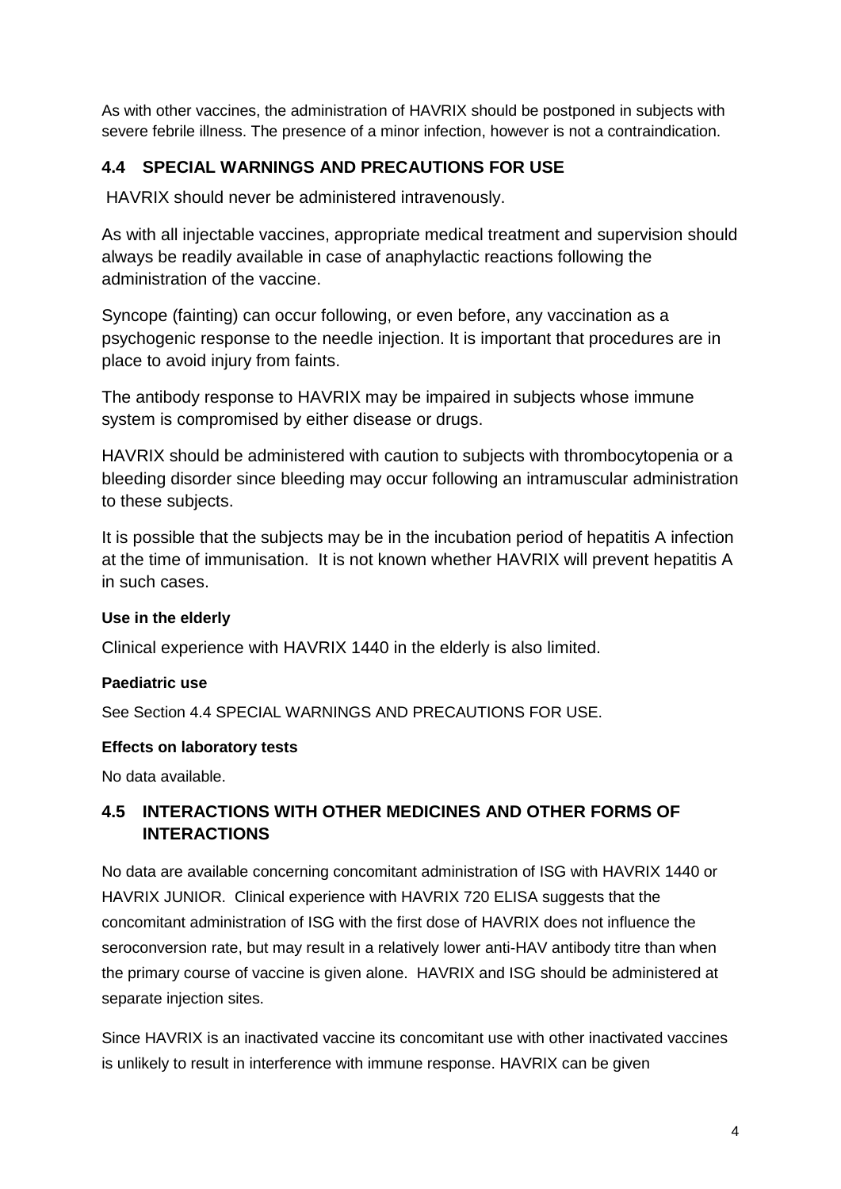As with other vaccines, the administration of HAVRIX should be postponed in subjects with severe febrile illness. The presence of a minor infection, however is not a contraindication.

## 4.4 SPECIAL WARNINGS AND PRECAUTIONS FOR USE

HAVRIX should never be administered intravenously.

As with all injectable vaccines, appropriate medical treatment and supervision should always be readily available in case of anaphylactic reactions following the administration of the vaccine.

Syncope (fainting) can occur following, or even before, any vaccination as a psychogenic response to the needle injection. It is important that procedures are in place to avoid injury from faints.

The antibody response to HAVRIX may be impaired in subjects whose immune system is compromised by either disease or drugs.

HAVRIX should be administered with caution to subjects with thrombocytopenia or a bleeding disorder since bleeding may occur following an intramuscular administration to these subjects.

It is possible that the subjects may be in the incubation period of hepatitis A infection at the time of immunisation. It is not known whether HAVRIX will prevent hepatitis A in such cases.

### Use in the elderly

Clinical experience with HAVRIX 1440 in the elderly is also limited.

### Paediatric use

See Section 4.4 SPECIAL WARNINGS AND PRECAUTIONS FOR USE.

### Effects on laboratory tests

No data available.

## 4.5 INTERACTIONS WITH OTHER MEDICINES AND OTHER FORMS OF INTERACTIONS

No data are available concerning concomitant administration of ISG with HAVRIX 1440 or HAVRIX JUNIOR. Clinical experience with HAVRIX 720 ELISA suggests that the concomitant administration of ISG with the first dose of HAVRIX does not influence the seroconversion rate, but may result in a relatively lower anti-HAV antibody titre than when the primary course of vaccine is given alone. HAVRIX and ISG should be administered at separate injection sites.

Since HAVRIX is an inactivated vaccine its concomitant use with other inactivated vaccines is unlikely to result in interference with immune response. HAVRIX can be given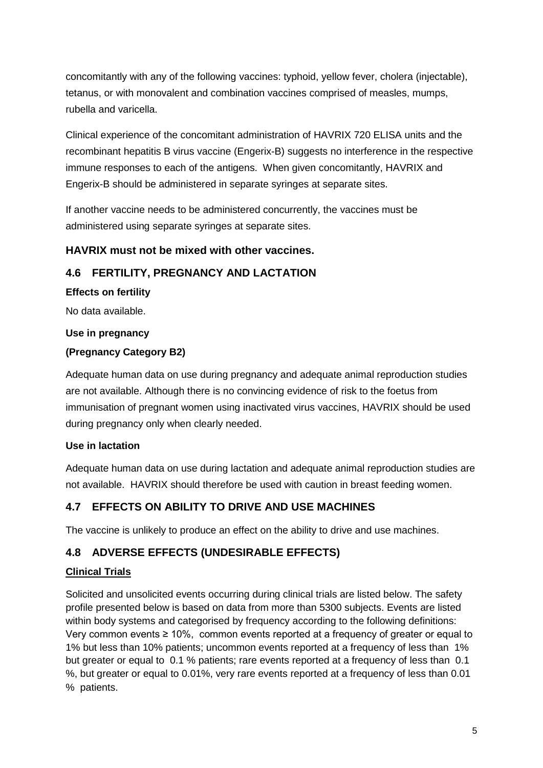concomitantly with any of the following vaccines: typhoid, yellow fever, cholera (injectable), tetanus, or with monovalent and combination vaccines comprised of measles, mumps, rubella and varicella.

Clinical experience of the concomitant administration of HAVRIX 720 ELISA units and the recombinant hepatitis B virus vaccine (Engerix-B) suggests no interference in the respective immune responses to each of the antigens. When given concomitantly, HAVRIX and Engerix-B should be administered in separate syringes at separate sites.

If another vaccine needs to be administered concurrently, the vaccines must be administered using separate syringes at separate sites.

**HAVRIX must not be mixed with other vaccines.**

## 4.6 FERTILITY, PREGNANCY AND LACTATION

**Effects on fertility**

No data available.

**Use in pregnancy**

**(Pregnancy Category B2)**

Adequate human data on use during pregnancy and adequate animal reproduction studies are not available. Although there is no convincing evidence of risk to the foetus from immunisation of pregnant women using inactivated virus vaccines, HAVRIX should be used during pregnancy only when clearly needed.

**Use in lactation**

Adequate human data on use during lactation and adequate animal reproduction studies are not available. HAVRIX should therefore be used with caution in breast feeding women.

## 4.7 EFFECTS ON ABILITY TO DRIVE AND USE MACHINES

The vaccine is unlikely to produce an effect on the ability to drive and use machines.

## 4.8 ADVERSE EFFECTS (UNDESIRABLE EFFECTS)

**Clinical Trials**

Solicited and unsolicited events occurring during clinical trials are listed below. The safety profile presented below is based on data from more than 5300 subjects. Events are listed within body systems and categorised by frequency according to the following definitions: Very common events ≥ 10%, common events reported at a frequency of greater or equal to 1% but less than 10% patients; uncommon events reported at a frequency of less than 1% but greater or equal to 0.1 % patients; rare events reported at a frequency of less than 0.1 %, but greater or equal to 0.01%, very rare events reported at a frequency of less than 0.01 % patients.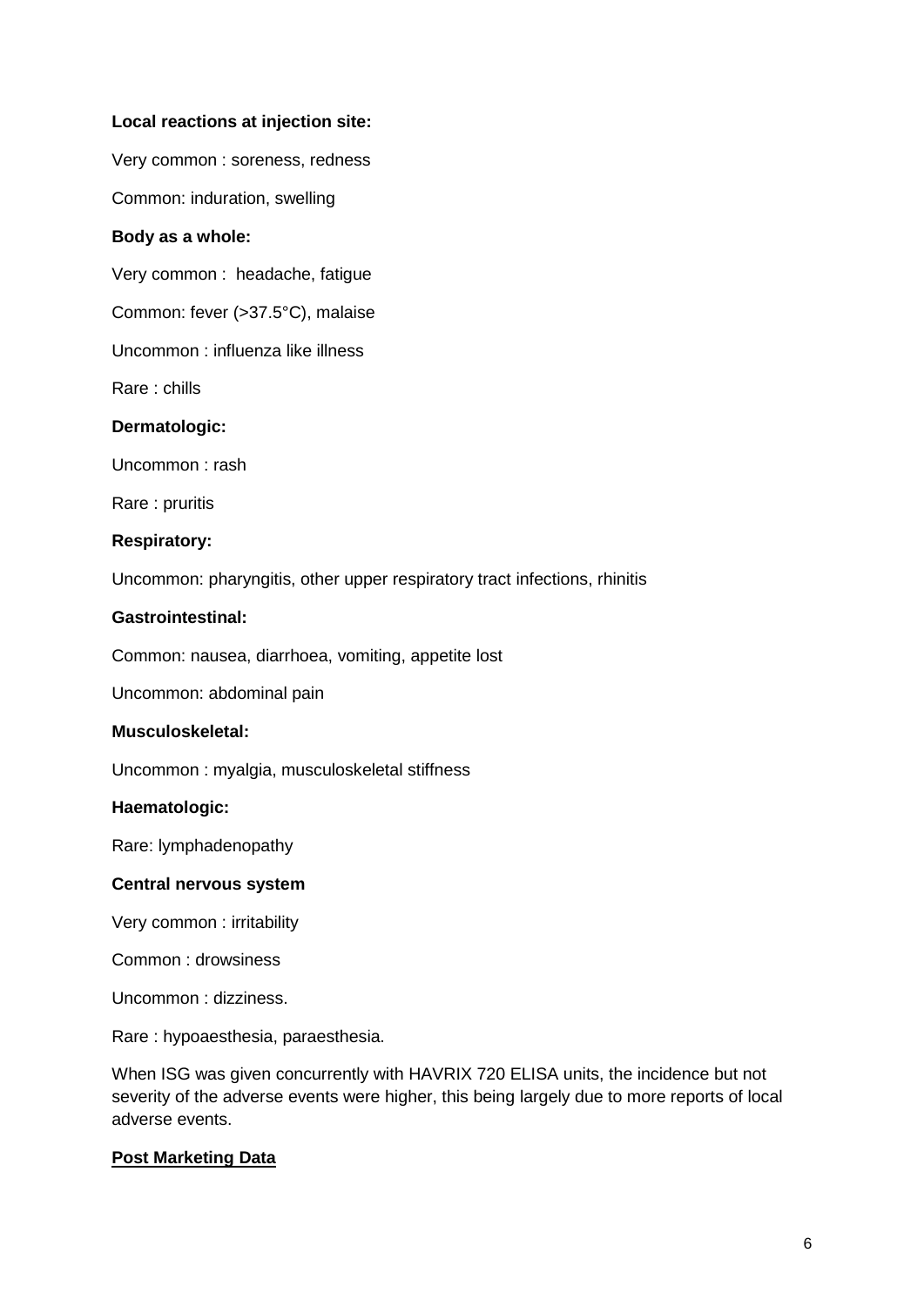**Local reactions at injection site:**

Very common : soreness, redness

Common: induration, swelling

**Body as a whole:**

Very common : headache, fatigue

Common: fever (>37.5°C), malaise

Uncommon : influenza like illness

Rare : chills

**Dermatologic:**

Uncommon : rash

Rare : pruritis

**Respiratory:**

Uncommon: pharyngitis, other upper respiratory tract infections, rhinitis

**Gastrointestinal:**

Common: nausea, diarrhoea, vomiting, appetite lost

Uncommon: abdominal pain

**Musculoskeletal:**

Uncommon : myalgia, musculoskeletal stiffness

**Haematologic:**

Rare: lymphadenopathy

**Central nervous system**

Very common : irritability

Common : drowsiness

Uncommon : dizziness.

Rare : hypoaesthesia, paraesthesia.

When ISG was given concurrently with HAVRIX 720 ELISA units, the incidence but not severity of the adverse events were higher, this being largely due to more reports of local adverse events.

**Post Marketing Data**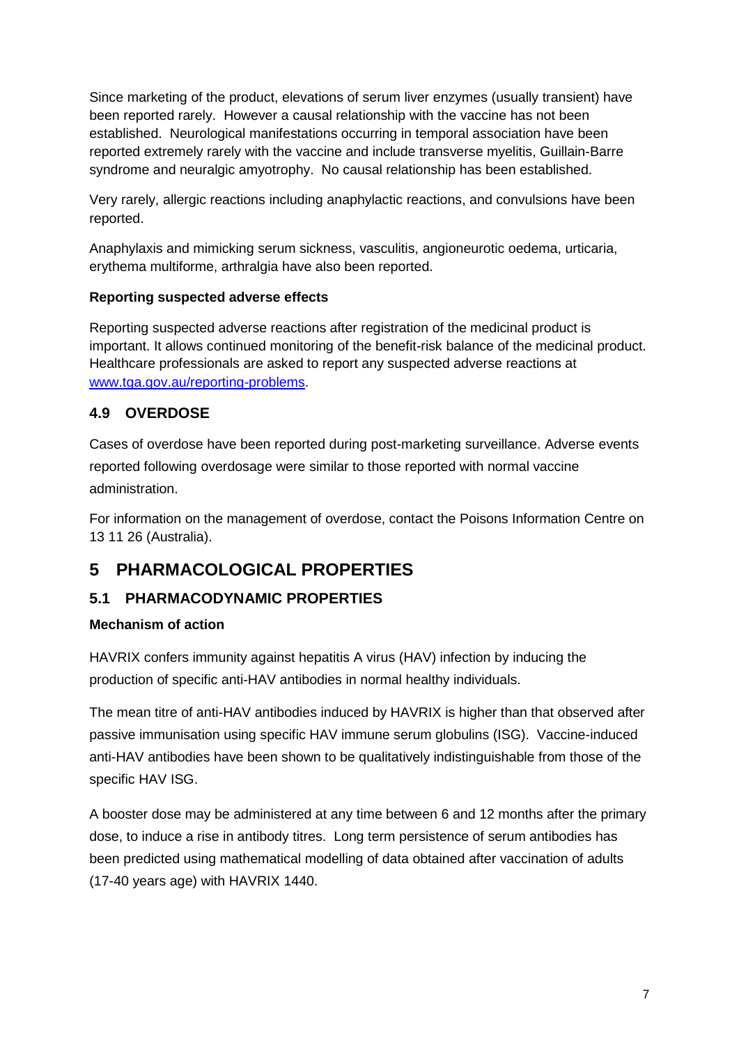Since marketing of the product, elevations of serum liver enzymes (usually transient) have been reported rarely. However a causal relationship with the vaccine has not been established. Neurological manifestations occurring in temporal association have been reported extremely rarely with the vaccine and include transverse myelitis, Guillain-Barre syndrome and neuralgic amyotrophy. No causal relationship has been established.

Very rarely, allergic reactions including anaphylactic reactions, and convulsions have been reported.

Anaphylaxis and mimicking serum sickness, vasculitis, angioneurotic oedema, urticaria, erythema multiforme, arthralgia have also been reported.

**Reporting suspected adverse effects**

Reporting suspected adverse reactions after registration of the medicinal product is important. It allows continued monitoring of the benefit-risk balance of the medicinal product. Healthcare professionals are asked to report any suspected adverse reactions at [www.tga.gov.au/reporting-problems](http://www.tga.gov.au/reporting-problems).

### 4.9 OVERDOSE

Cases of overdose have been reported during post-marketing surveillance. Adverse events reported following overdosage were similar to those reported with normal vaccine administration.

For information on the management of overdose, contact the Poisons Information Centre on 13 11 26 (Australia).

## 5 PHARMACOLOGICAL PROPERTIES

### 5.1 PHARMACODYNAMIC PROPERTIES

**Mechanism of action**

HAVRIX confers immunity against hepatitis A virus (HAV) infection by inducing the production of specific anti-HAV antibodies in normal healthy individuals.

The mean titre of anti-HAV antibodies induced by HAVRIX is higher than that observed after passive immunisation using specific HAV immune serum globulins (ISG). Vaccine-induced anti-HAV antibodies have been shown to be qualitatively indistinguishable from those of the specific HAV ISG.

A booster dose may be administered at any time between 6 and 12 months after the primary dose, to induce a rise in antibody titres. Long term persistence of serum antibodies has been predicted using mathematical modelling of data obtained after vaccination of adults (17-40 years age) with HAVRIX 1440.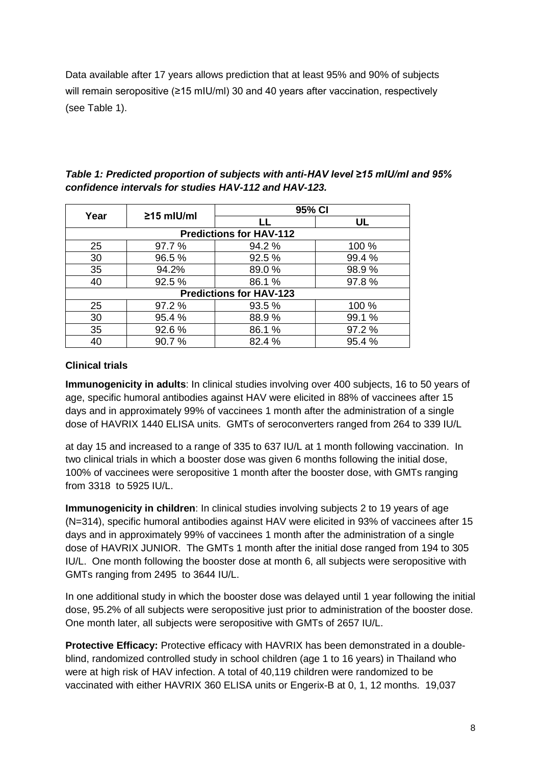Data available after 17 years allows prediction that at least 95% and 90% of subjects will remain seropositive (≥15 mIU/ml) 30 and 40 years after vaccination, respectively (see Table 1).

***Table 1: Predicted proportion of subjects with anti-HAV level ≥15 mIU/ml and 95% confidence intervals for studies HAV-112 and HAV-123.***

| Year | ≥15 mIU/ml | 95% CI | |
|---|---|---|---|
| | | **LL** | **UL** |
| **Predictions for HAV-112** | | | |
| 25 | 97.7 % | 94.2 % | 100 % |
| 30 | 96.5 % | 92.5 % | 99.4 % |
| 35 | 94.2% | 89.0 % | 98.9 % |
| 40 | 92.5 % | 86.1 % | 97.8 % |
| **Predictions for HAV-123** | | | |
| 25 | 97.2 % | 93.5 % | 100 % |
| 30 | 95.4 % | 88.9 % | 99.1 % |
| 35 | 92.6 % | 86.1 % | 97.2 % |
| 40 | 90.7 % | 82.4 % | 95.4 % |

**Clinical trials**

**Immunogenicity in adults**: In clinical studies involving over 400 subjects, 16 to 50 years of age, specific humoral antibodies against HAV were elicited in 88% of vaccinees after 15 days and in approximately 99% of vaccinees 1 month after the administration of a single dose of HAVRIX 1440 ELISA units. GMTs of seroconverters ranged from 264 to 339 IU/L at day 15 and increased to a range of 335 to 637 IU/L at 1 month following vaccination. In two clinical trials in which a booster dose was given 6 months following the initial dose, 100% of vaccinees were seropositive 1 month after the booster dose, with GMTs ranging from 3318 to 5925 IU/L.

**Immunogenicity in children**: In clinical studies involving subjects 2 to 19 years of age (N=314), specific humoral antibodies against HAV were elicited in 93% of vaccinees after 15 days and in approximately 99% of vaccinees 1 month after the administration of a single dose of HAVRIX JUNIOR. The GMTs 1 month after the initial dose ranged from 194 to 305 IU/L. One month following the booster dose at month 6, all subjects were seropositive with GMTs ranging from 2495 to 3644 IU/L.

In one additional study in which the booster dose was delayed until 1 year following the initial dose, 95.2% of all subjects were seropositive just prior to administration of the booster dose. One month later, all subjects were seropositive with GMTs of 2657 IU/L.

**Protective Efficacy:** Protective efficacy with HAVRIX has been demonstrated in a double-blind, randomized controlled study in school children (age 1 to 16 years) in Thailand who were at high risk of HAV infection. A total of 40,119 children were randomized to be vaccinated with either HAVRIX 360 ELISA units or Engerix-B at 0, 1, 12 months. 19,037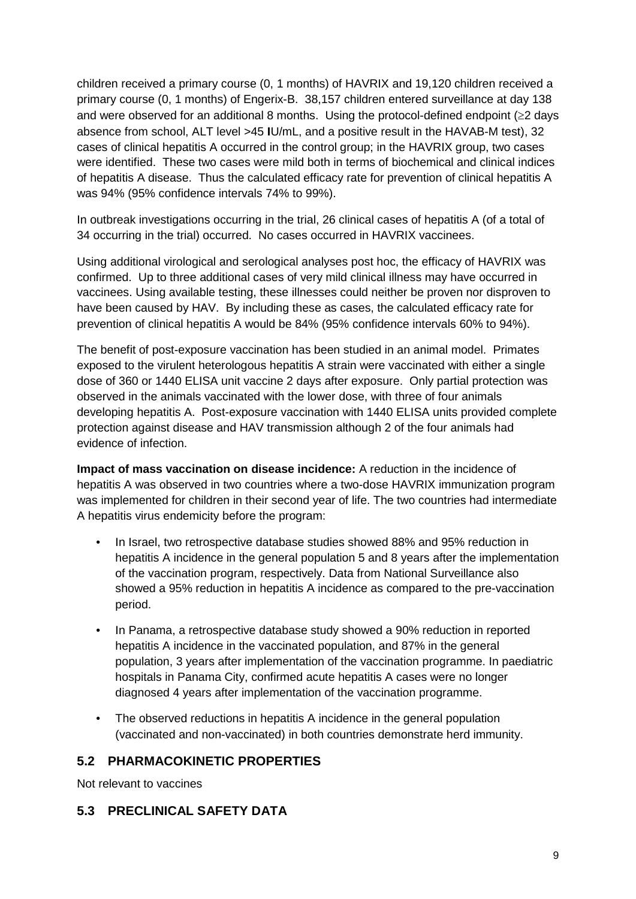children received a primary course (0, 1 months) of HAVRIX and 19,120 children received a primary course (0, 1 months) of Engerix-B. 38,157 children entered surveillance at day 138 and were observed for an additional 8 months. Using the protocol-defined endpoint (≥2 days absence from school, ALT level >45 IU/mL, and a positive result in the HAVAB-M test), 32 cases of clinical hepatitis A occurred in the control group; in the HAVRIX group, two cases were identified. These two cases were mild both in terms of biochemical and clinical indices of hepatitis A disease. Thus the calculated efficacy rate for prevention of clinical hepatitis A was 94% (95% confidence intervals 74% to 99%).

In outbreak investigations occurring in the trial, 26 clinical cases of hepatitis A (of a total of 34 occurring in the trial) occurred. No cases occurred in HAVRIX vaccinees.

Using additional virological and serological analyses post hoc, the efficacy of HAVRIX was confirmed. Up to three additional cases of very mild clinical illness may have occurred in vaccinees. Using available testing, these illnesses could neither be proven nor disproven to have been caused by HAV. By including these as cases, the calculated efficacy rate for prevention of clinical hepatitis A would be 84% (95% confidence intervals 60% to 94%).

The benefit of post-exposure vaccination has been studied in an animal model. Primates exposed to the virulent heterologous hepatitis A strain were vaccinated with either a single dose of 360 or 1440 ELISA unit vaccine 2 days after exposure. Only partial protection was observed in the animals vaccinated with the lower dose, with three of four animals developing hepatitis A. Post-exposure vaccination with 1440 ELISA units provided complete protection against disease and HAV transmission although 2 of the four animals had evidence of infection.

**Impact of mass vaccination on disease incidence:** A reduction in the incidence of hepatitis A was observed in two countries where a two-dose HAVRIX immunization program was implemented for children in their second year of life. The two countries had intermediate A hepatitis virus endemicity before the program:

- In Israel, two retrospective database studies showed 88% and 95% reduction in hepatitis A incidence in the general population 5 and 8 years after the implementation of the vaccination program, respectively. Data from National Surveillance also showed a 95% reduction in hepatitis A incidence as compared to the pre-vaccination period.
- In Panama, a retrospective database study showed a 90% reduction in reported hepatitis A incidence in the vaccinated population, and 87% in the general population, 3 years after implementation of the vaccination programme. In paediatric hospitals in Panama City, confirmed acute hepatitis A cases were no longer diagnosed 4 years after implementation of the vaccination programme.
- The observed reductions in hepatitis A incidence in the general population (vaccinated and non-vaccinated) in both countries demonstrate herd immunity.

## 5.2 PHARMACOKINETIC PROPERTIES

Not relevant to vaccines

## 5.3 PRECLINICAL SAFETY DATA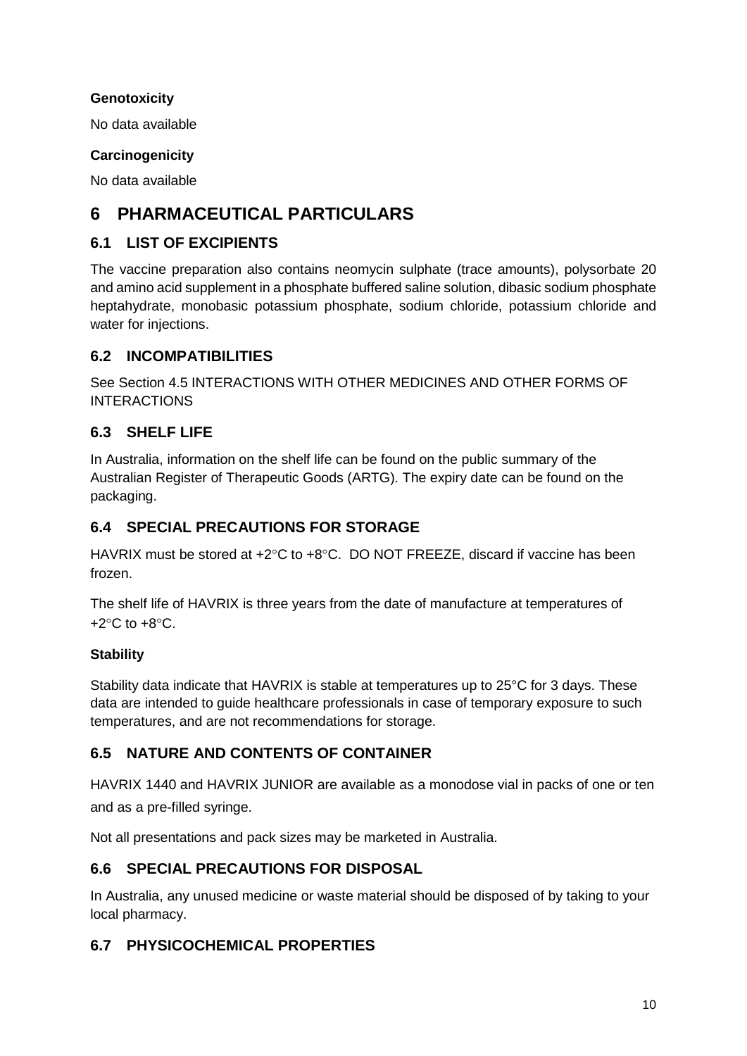**Genotoxicity**

No data available

**Carcinogenicity**

No data available

# 6 PHARMACEUTICAL PARTICULARS

## 6.1 LIST OF EXCIPIENTS

The vaccine preparation also contains neomycin sulphate (trace amounts), polysorbate 20 and amino acid supplement in a phosphate buffered saline solution, dibasic sodium phosphate heptahydrate, monobasic potassium phosphate, sodium chloride, potassium chloride and water for injections.

## 6.2 INCOMPATIBILITIES

See Section 4.5 INTERACTIONS WITH OTHER MEDICINES AND OTHER FORMS OF INTERACTIONS

## 6.3 SHELF LIFE

In Australia, information on the shelf life can be found on the public summary of the Australian Register of Therapeutic Goods (ARTG). The expiry date can be found on the packaging.

## 6.4 SPECIAL PRECAUTIONS FOR STORAGE

HAVRIX must be stored at +2°C to +8°C. DO NOT FREEZE, discard if vaccine has been frozen.

The shelf life of HAVRIX is three years from the date of manufacture at temperatures of +2°C to +8°C.

**Stability**

Stability data indicate that HAVRIX is stable at temperatures up to 25°C for 3 days. These data are intended to guide healthcare professionals in case of temporary exposure to such temperatures, and are not recommendations for storage.

## 6.5 NATURE AND CONTENTS OF CONTAINER

HAVRIX 1440 and HAVRIX JUNIOR are available as a monodose vial in packs of one or ten and as a pre-filled syringe.

Not all presentations and pack sizes may be marketed in Australia.

## 6.6 SPECIAL PRECAUTIONS FOR DISPOSAL

In Australia, any unused medicine or waste material should be disposed of by taking to your local pharmacy.

## 6.7 PHYSICOCHEMICAL PROPERTIES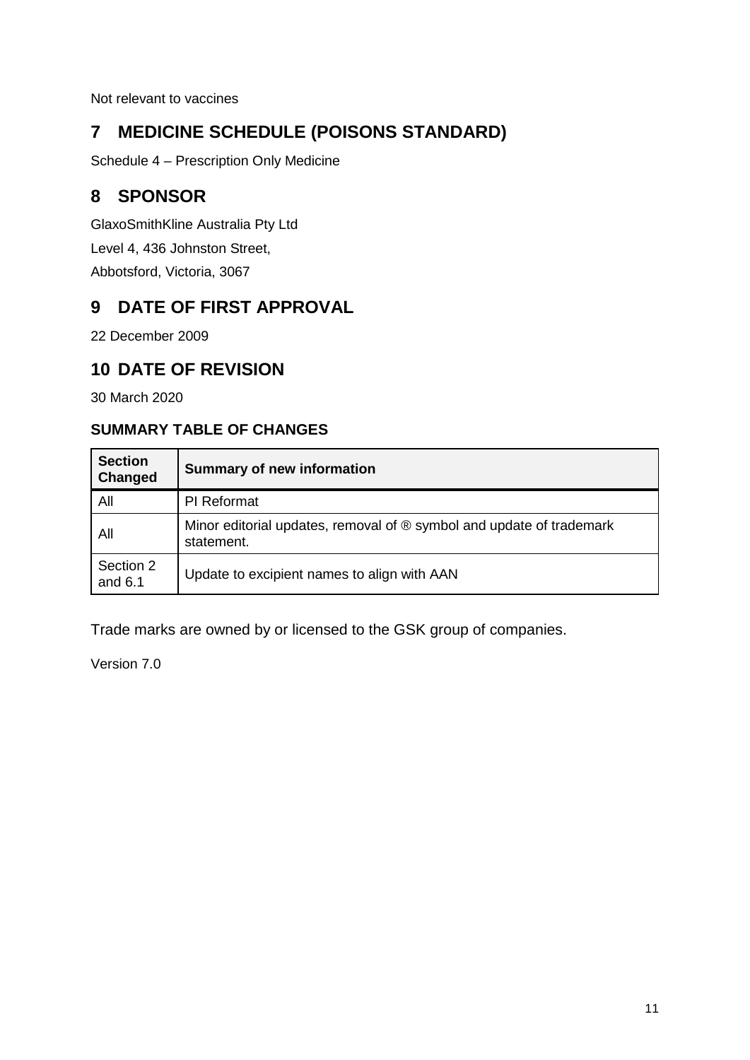Not relevant to vaccines

## 7 MEDICINE SCHEDULE (POISONS STANDARD)

Schedule 4 – Prescription Only Medicine

## 8 SPONSOR

GlaxoSmithKline Australia Pty Ltd

Level 4, 436 Johnston Street,

Abbotsford, Victoria, 3067

## 9 DATE OF FIRST APPROVAL

22 December 2009

## 10 DATE OF REVISION

30 March 2020

### SUMMARY TABLE OF CHANGES

| Section Changed | Summary of new information |
|---|---|
| All | PI Reformat |
| All | Minor editorial updates, removal of ® symbol and update of trademark statement. |
| Section 2 and 6.1 | Update to excipient names to align with AAN |

Trade marks are owned by or licensed to the GSK group of companies.

Version 7.0